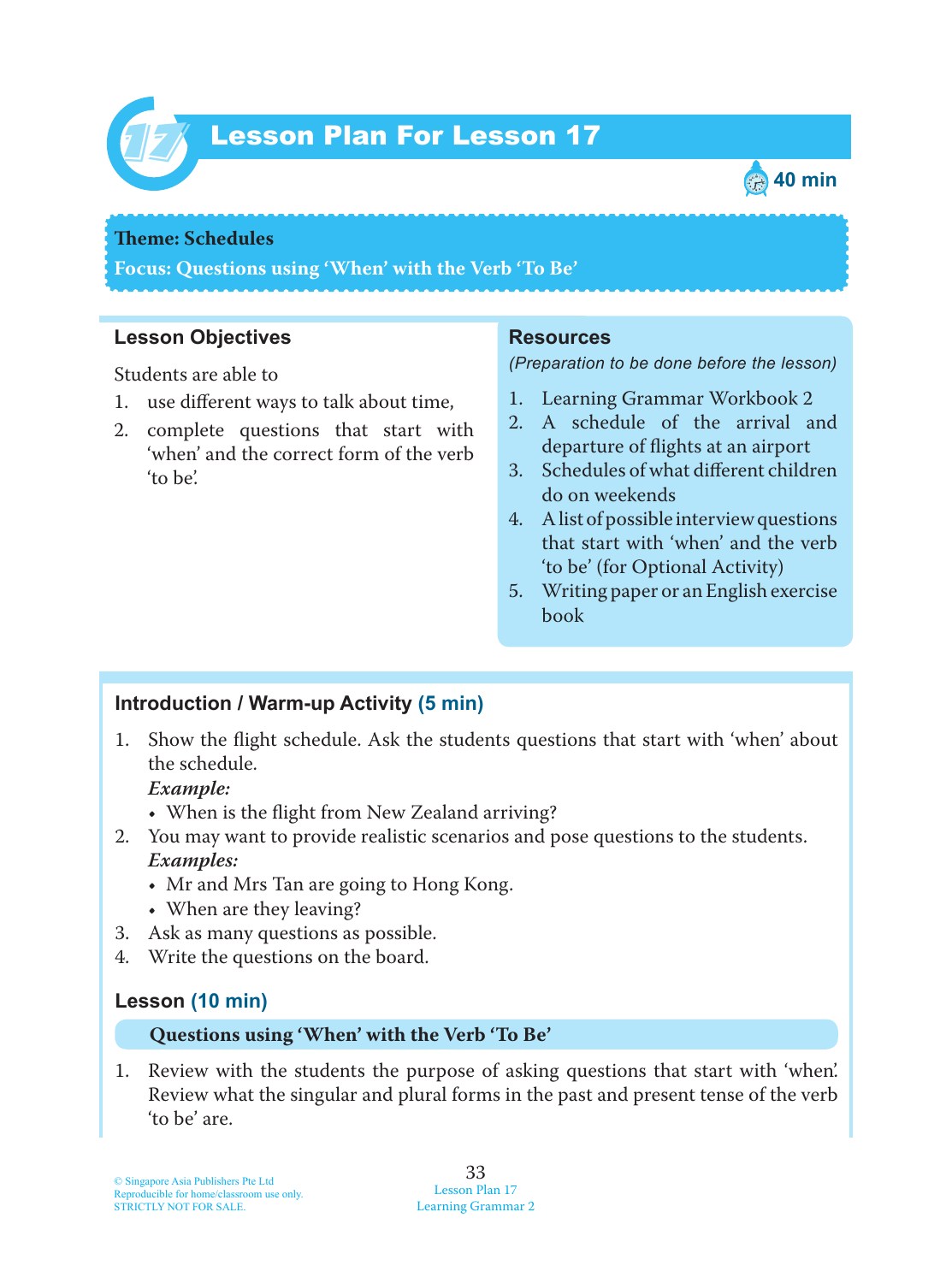# Lesson Plan For Lesson 17

40 min

**Theme: Schedules**

**Focus: Questions using 'When' with the Verb 'To Be'**

## Lesson Objectives

Students are able to

1. use different ways to talk about time,
2. complete questions that start with 'when' and the correct form of the verb 'to be'.

## Resources

*(Preparation to be done before the lesson)*

1. Learning Grammar Workbook 2
2. A schedule of the arrival and departure of flights at an airport
3. Schedules of what different children do on weekends
4. A list of possible interview questions that start with 'when' and the verb 'to be' (for Optional Activity)
5. Writing paper or an English exercise book

## Introduction / Warm-up Activity (5 min)

1. Show the flight schedule. Ask the students questions that start with 'when' about the schedule.
   ***Example:***
   - When is the flight from New Zealand arriving?
2. You may want to provide realistic scenarios and pose questions to the students.
   ***Examples:***
   - Mr and Mrs Tan are going to Hong Kong.
   - When are they leaving?
3. Ask as many questions as possible.
4. Write the questions on the board.

## Lesson (10 min)

**Questions using 'When' with the Verb 'To Be'**

1. Review with the students the purpose of asking questions that start with 'when'. Review what the singular and plural forms in the past and present tense of the verb 'to be' are.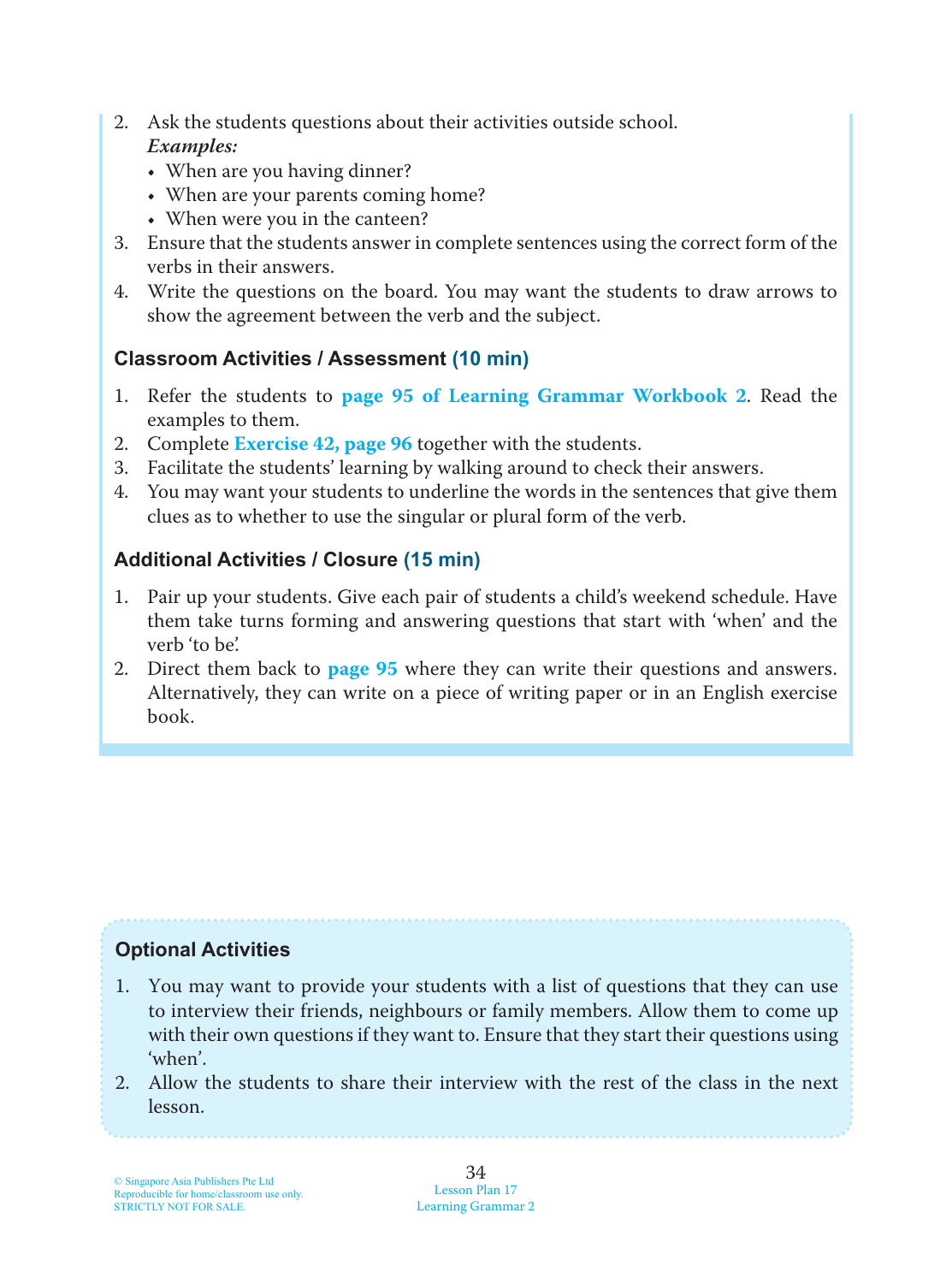2. Ask the students questions about their activities outside school.
   ***Examples:***
   - When are you having dinner?
   - When are your parents coming home?
   - When were you in the canteen?
3. Ensure that the students answer in complete sentences using the correct form of the verbs in their answers.
4. Write the questions on the board. You may want the students to draw arrows to show the agreement between the verb and the subject.

### Classroom Activities / Assessment (10 min)

1. Refer the students to **page 95 of Learning Grammar Workbook 2**. Read the examples to them.
2. Complete **Exercise 42, page 96** together with the students.
3. Facilitate the students' learning by walking around to check their answers.
4. You may want your students to underline the words in the sentences that give them clues as to whether to use the singular or plural form of the verb.

### Additional Activities / Closure (15 min)

1. Pair up your students. Give each pair of students a child's weekend schedule. Have them take turns forming and answering questions that start with 'when' and the verb 'to be'.
2. Direct them back to **page 95** where they can write their questions and answers. Alternatively, they can write on a piece of writing paper or in an English exercise book.

### Optional Activities

1. You may want to provide your students with a list of questions that they can use to interview their friends, neighbours or family members. Allow them to come up with their own questions if they want to. Ensure that they start their questions using 'when'.
2. Allow the students to share their interview with the rest of the class in the next lesson.